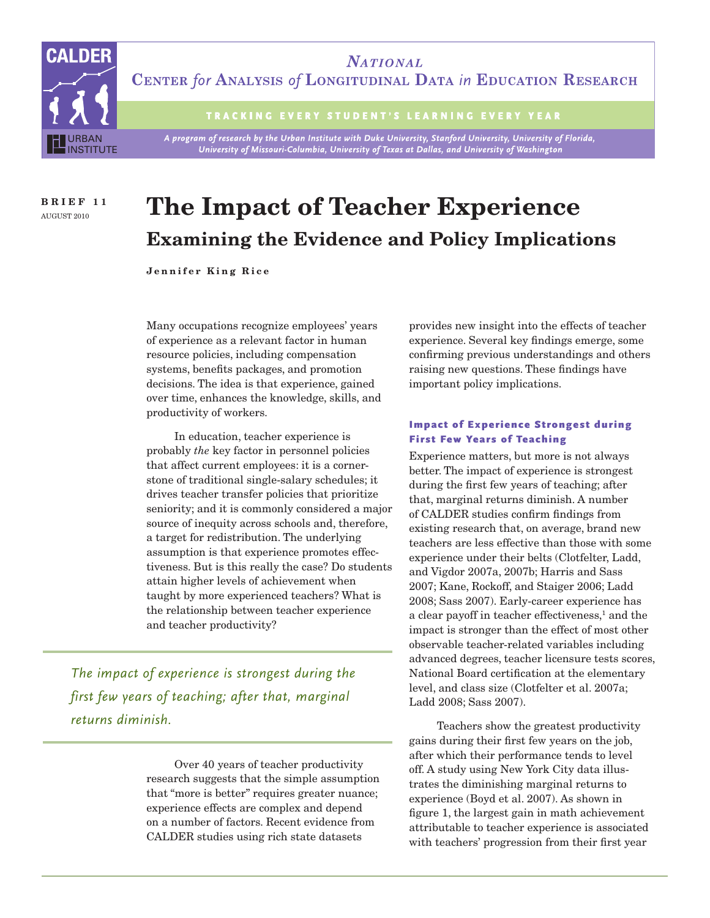# National Center *for* Analysis *of* Longitudinal Data *in* Education Research

TRACKING EVERY STUDENT'S LEARNING EVERY YEAR

*A program of research by the Urban Institute with Duke University, Stanford University, University of Florida, University of Missouri-Columbia, University of Texas at Dallas, and University of Washington*

**BRIEF 11**
AUGUST 2010

# The Impact of Teacher Experience

## Examining the Evidence and Policy Implications

**Jennifer King Rice**

Many occupations recognize employees' years of experience as a relevant factor in human resource policies, including compensation systems, benefits packages, and promotion decisions. The idea is that experience, gained over time, enhances the knowledge, skills, and productivity of workers.

In education, teacher experience is probably *the* key factor in personnel policies that affect current employees: it is a cornerstone of traditional single-salary schedules; it drives teacher transfer policies that prioritize seniority; and it is commonly considered a major source of inequity across schools and, therefore, a target for redistribution. The underlying assumption is that experience promotes effectiveness. But is this really the case? Do students attain higher levels of achievement when taught by more experienced teachers? What is the relationship between teacher experience and teacher productivity?

*The impact of experience is strongest during the first few years of teaching; after that, marginal returns diminish.*

Over 40 years of teacher productivity research suggests that the simple assumption that "more is better" requires greater nuance; experience effects are complex and depend on a number of factors. Recent evidence from CALDER studies using rich state datasets provides new insight into the effects of teacher experience. Several key findings emerge, some confirming previous understandings and others raising new questions. These findings have important policy implications.

### Impact of Experience Strongest during First Few Years of Teaching

Experience matters, but more is not always better. The impact of experience is strongest during the first few years of teaching; after that, marginal returns diminish. A number of CALDER studies confirm findings from existing research that, on average, brand new teachers are less effective than those with some experience under their belts (Clotfelter, Ladd, and Vigdor 2007a, 2007b; Harris and Sass 2007; Kane, Rockoff, and Staiger 2006; Ladd 2008; Sass 2007). Early-career experience has a clear payoff in teacher effectiveness,[1] and the impact is stronger than the effect of most other observable teacher-related variables including advanced degrees, teacher licensure tests scores, National Board certification at the elementary level, and class size (Clotfelter et al. 2007a; Ladd 2008; Sass 2007).

Teachers show the greatest productivity gains during their first few years on the job, after which their performance tends to level off. A study using New York City data illustrates the diminishing marginal returns to experience (Boyd et al. 2007). As shown in figure 1, the largest gain in math achievement attributable to teacher experience is associated with teachers' progression from their first year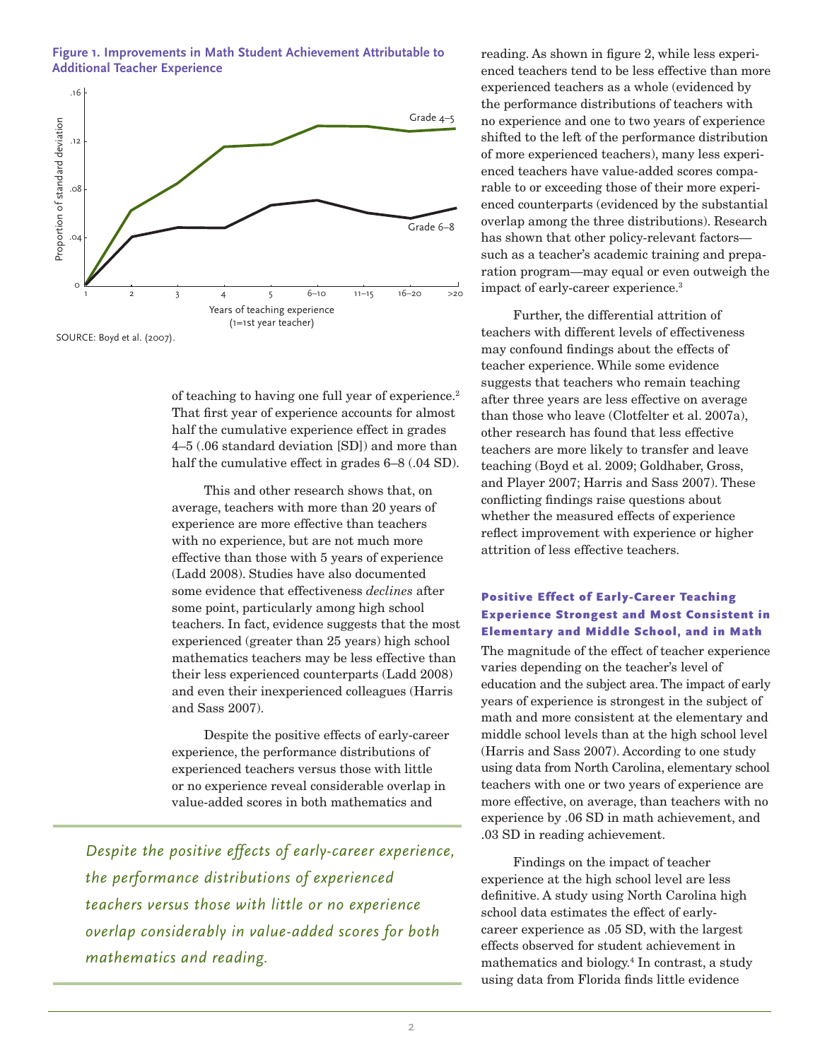**Figure 1. Improvements in Math Student Achievement Attributable to Additional Teacher Experience**

SOURCE: Boyd et al. (2007).

of teaching to having one full year of experience.[2] That first year of experience accounts for almost half the cumulative experience effect in grades 4–5 (.06 standard deviation [SD]) and more than half the cumulative effect in grades 6–8 (.04 SD).

This and other research shows that, on average, teachers with more than 20 years of experience are more effective than teachers with no experience, but are not much more effective than those with 5 years of experience (Ladd 2008). Studies have also documented some evidence that effectiveness *declines* after some point, particularly among high school teachers. In fact, evidence suggests that the most experienced (greater than 25 years) high school mathematics teachers may be less effective than their less experienced counterparts (Ladd 2008) and even their inexperienced colleagues (Harris and Sass 2007).

Despite the positive effects of early-career experience, the performance distributions of experienced teachers versus those with little or no experience reveal considerable overlap in value-added scores in both mathematics and reading. As shown in figure 2, while less experienced teachers tend to be less effective than more experienced teachers as a whole (evidenced by the performance distributions of teachers with no experience and one to two years of experience shifted to the left of the performance distribution of more experienced teachers), many less experienced teachers have value-added scores comparable to or exceeding those of their more experienced counterparts (evidenced by the substantial overlap among the three distributions). Research has shown that other policy-relevant factors—such as a teacher's academic training and preparation program—may equal or even outweigh the impact of early-career experience.[3]

> *Despite the positive effects of early-career experience, the performance distributions of experienced teachers versus those with little or no experience overlap considerably in value-added scores for both mathematics and reading.*

Further, the differential attrition of teachers with different levels of effectiveness may confound findings about the effects of teacher experience. While some evidence suggests that teachers who remain teaching after three years are less effective on average than those who leave (Clotfelter et al. 2007a), other research has found that less effective teachers are more likely to transfer and leave teaching (Boyd et al. 2009; Goldhaber, Gross, and Player 2007; Harris and Sass 2007). These conflicting findings raise questions about whether the measured effects of experience reflect improvement with experience or higher attrition of less effective teachers.

### Positive Effect of Early-Career Teaching Experience Strongest and Most Consistent in Elementary and Middle School, and in Math

The magnitude of the effect of teacher experience varies depending on the teacher's level of education and the subject area. The impact of early years of experience is strongest in the subject of math and more consistent at the elementary and middle school levels than at the high school level (Harris and Sass 2007). According to one study using data from North Carolina, elementary school teachers with one or two years of experience are more effective, on average, than teachers with no experience by .06 SD in math achievement, and .03 SD in reading achievement.

Findings on the impact of teacher experience at the high school level are less definitive. A study using North Carolina high school data estimates the effect of early-career experience as .05 SD, with the largest effects observed for student achievement in mathematics and biology.[4] In contrast, a study using data from Florida finds little evidence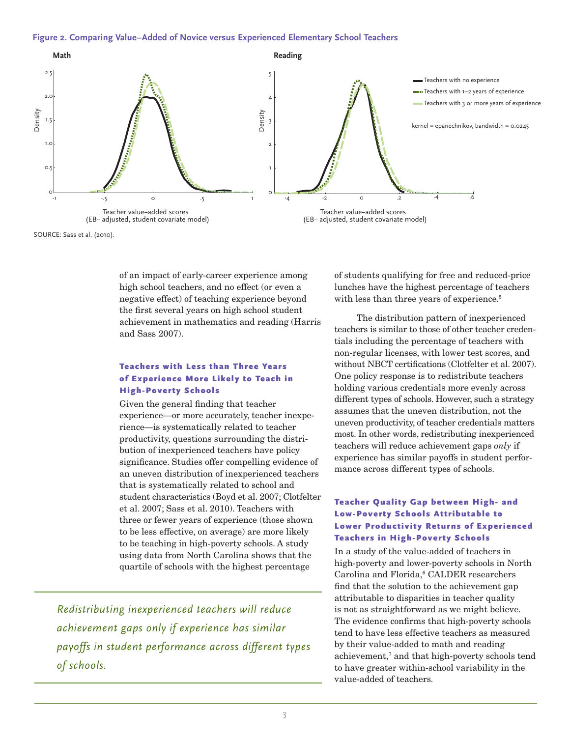**Figure 2. Comparing Value–Added of Novice versus Experienced Elementary School Teachers**

SOURCE: Sass et al. (2010).

of an impact of early-career experience among high school teachers, and no effect (or even a negative effect) of teaching experience beyond the first several years on high school student achievement in mathematics and reading (Harris and Sass 2007).

### Teachers with Less than Three Years of Experience More Likely to Teach in High-Poverty Schools

Given the general finding that teacher experience—or more accurately, teacher inexperience—is systematically related to teacher productivity, questions surrounding the distribution of inexperienced teachers have policy significance. Studies offer compelling evidence of an uneven distribution of inexperienced teachers that is systematically related to school and student characteristics (Boyd et al. 2007; Clotfelter et al. 2007; Sass et al. 2010). Teachers with three or fewer years of experience (those shown to be less effective, on average) are more likely to be teaching in high-poverty schools. A study using data from North Carolina shows that the quartile of schools with the highest percentage of students qualifying for free and reduced-price lunches have the highest percentage of teachers with less than three years of experience.[5]

*Redistributing inexperienced teachers will reduce achievement gaps only if experience has similar payoffs in student performance across different types of schools.*

The distribution pattern of inexperienced teachers is similar to those of other teacher credentials including the percentage of teachers with non-regular licenses, with lower test scores, and without NBCT certifications (Clotfelter et al. 2007). One policy response is to redistribute teachers holding various credentials more evenly across different types of schools. However, such a strategy assumes that the uneven distribution, not the uneven productivity, of teacher credentials matters most. In other words, redistributing inexperienced teachers will reduce achievement gaps *only* if experience has similar payoffs in student performance across different types of schools.

### Teacher Quality Gap between High- and Low-Poverty Schools Attributable to Lower Productivity Returns of Experienced Teachers in High-Poverty Schools

In a study of the value-added of teachers in high-poverty and lower-poverty schools in North Carolina and Florida,[6] CALDER researchers find that the solution to the achievement gap attributable to disparities in teacher quality is not as straightforward as we might believe. The evidence confirms that high-poverty schools tend to have less effective teachers as measured by their value-added to math and reading achievement,[7] and that high-poverty schools tend to have greater within-school variability in the value-added of teachers.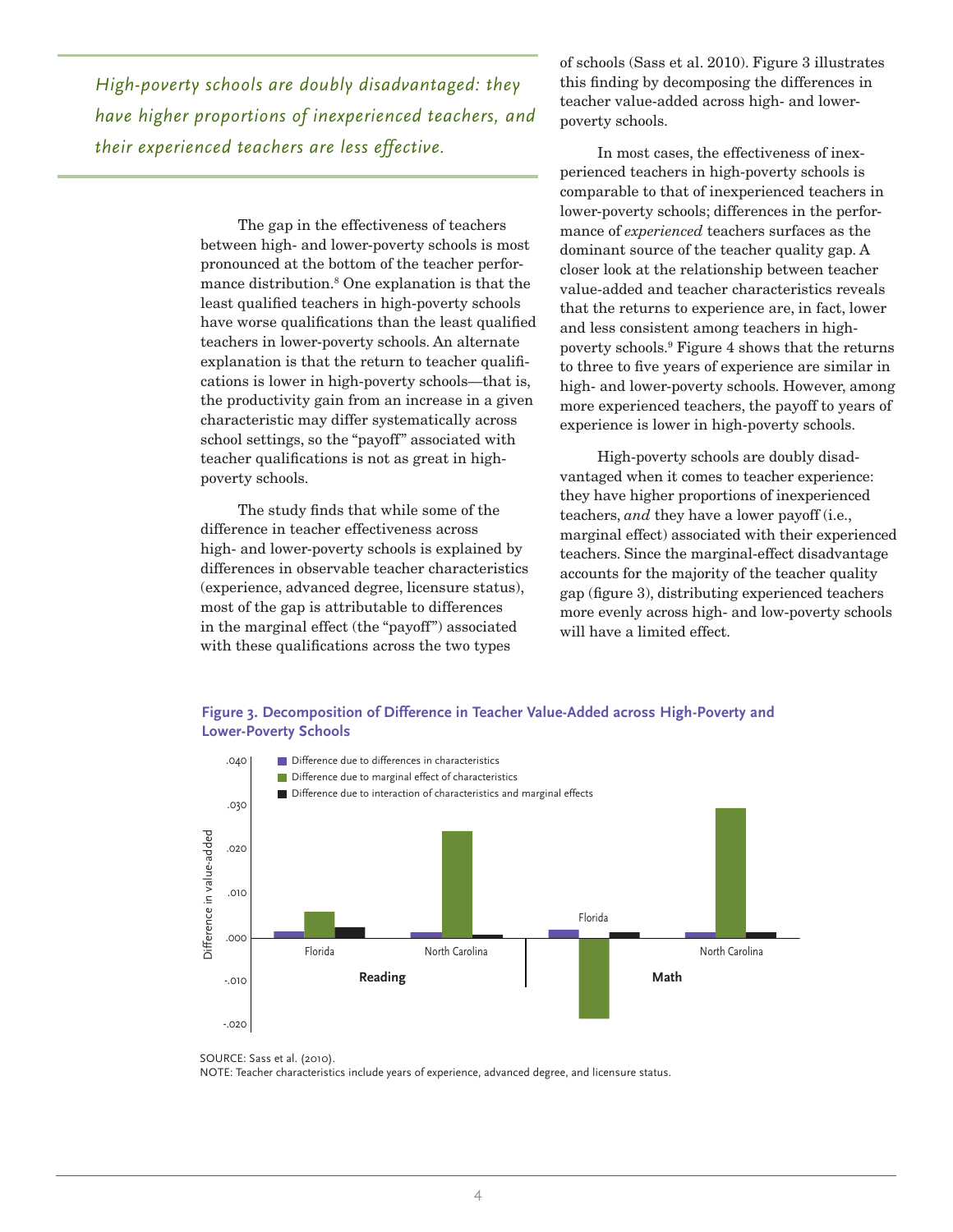*High-poverty schools are doubly disadvantaged: they have higher proportions of inexperienced teachers, and their experienced teachers are less effective.*

The gap in the effectiveness of teachers between high- and lower-poverty schools is most pronounced at the bottom of the teacher performance distribution.[8] One explanation is that the least qualified teachers in high-poverty schools have worse qualifications than the least qualified teachers in lower-poverty schools. An alternate explanation is that the return to teacher qualifications is lower in high-poverty schools—that is, the productivity gain from an increase in a given characteristic may differ systematically across school settings, so the "payoff" associated with teacher qualifications is not as great in high-poverty schools.

The study finds that while some of the difference in teacher effectiveness across high- and lower-poverty schools is explained by differences in observable teacher characteristics (experience, advanced degree, licensure status), most of the gap is attributable to differences in the marginal effect (the "payoff") associated with these qualifications across the two types of schools (Sass et al. 2010). Figure 3 illustrates this finding by decomposing the differences in teacher value-added across high- and lower-poverty schools.

In most cases, the effectiveness of inexperienced teachers in high-poverty schools is comparable to that of inexperienced teachers in lower-poverty schools; differences in the performance of *experienced* teachers surfaces as the dominant source of the teacher quality gap. A closer look at the relationship between teacher value-added and teacher characteristics reveals that the returns to experience are, in fact, lower and less consistent among teachers in high-poverty schools.[9] Figure 4 shows that the returns to three to five years of experience are similar in high- and lower-poverty schools. However, among more experienced teachers, the payoff to years of experience is lower in high-poverty schools.

High-poverty schools are doubly disadvantaged when it comes to teacher experience: they have higher proportions of inexperienced teachers, *and* they have a lower payoff (i.e., marginal effect) associated with their experienced teachers. Since the marginal-effect disadvantage accounts for the majority of the teacher quality gap (figure 3), distributing experienced teachers more evenly across high- and low-poverty schools will have a limited effect.

**Figure 3. Decomposition of Difference in Teacher Value-Added across High-Poverty and Lower-Poverty Schools**

SOURCE: Sass et al. (2010).
NOTE: Teacher characteristics include years of experience, advanced degree, and licensure status.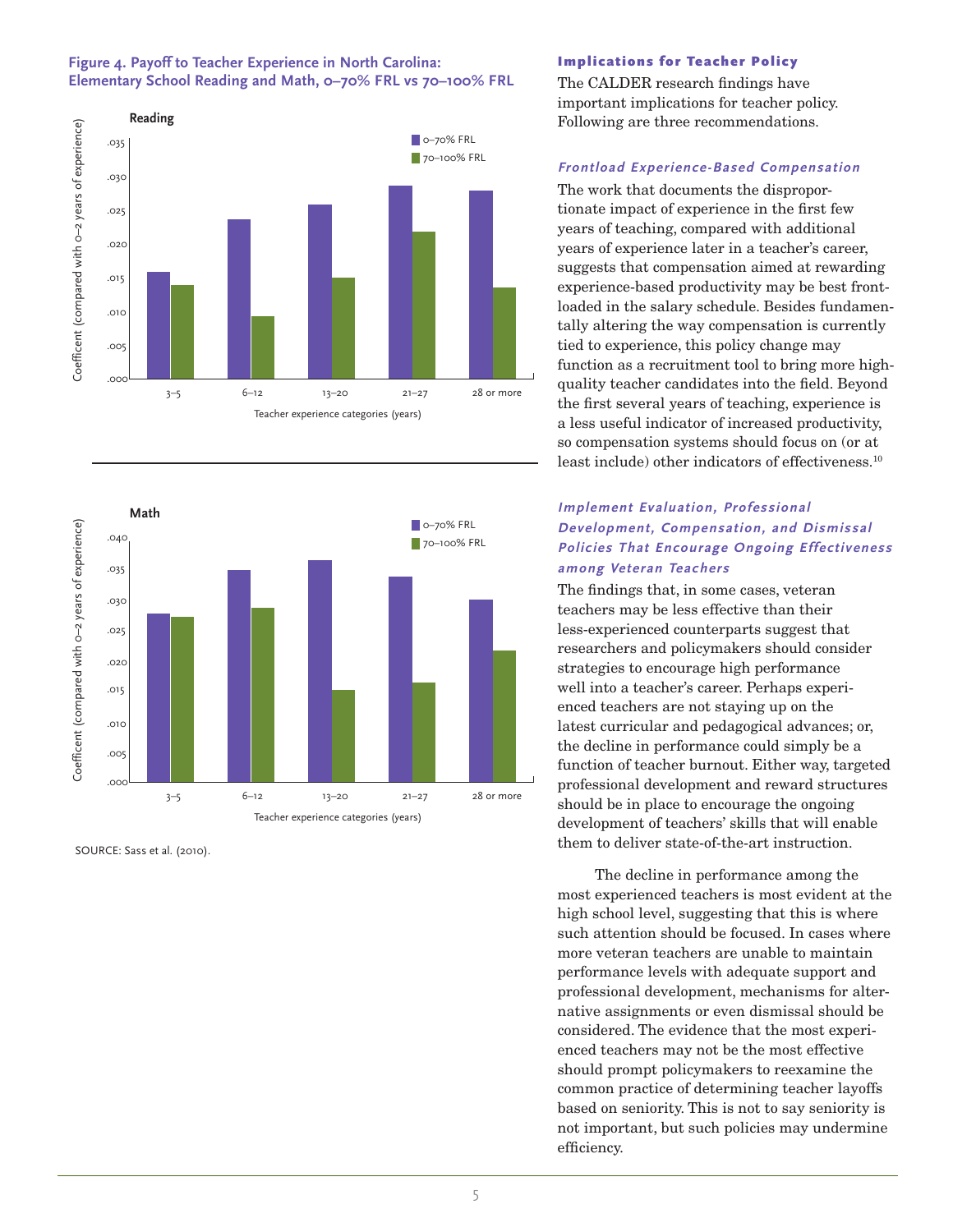**Figure 4. Payoff to Teacher Experience in North Carolina: Elementary School Reading and Math, 0–70% FRL vs 70–100% FRL**

SOURCE: Sass et al. (2010).

## Implications for Teacher Policy

The CALDER research findings have important implications for teacher policy. Following are three recommendations.

### *Frontload Experience-Based Compensation*

The work that documents the disproportionate impact of experience in the first few years of teaching, compared with additional years of experience later in a teacher's career, suggests that compensation aimed at rewarding experience-based productivity may be best front-loaded in the salary schedule. Besides fundamentally altering the way compensation is currently tied to experience, this policy change may function as a recruitment tool to bring more high-quality teacher candidates into the field. Beyond the first several years of teaching, experience is a less useful indicator of increased productivity, so compensation systems should focus on (or at least include) other indicators of effectiveness.[10]

### *Implement Evaluation, Professional Development, Compensation, and Dismissal Policies That Encourage Ongoing Effectiveness among Veteran Teachers*

The findings that, in some cases, veteran teachers may be less effective than their less-experienced counterparts suggest that researchers and policymakers should consider strategies to encourage high performance well into a teacher's career. Perhaps experienced teachers are not staying up on the latest curricular and pedagogical advances; or, the decline in performance could simply be a function of teacher burnout. Either way, targeted professional development and reward structures should be in place to encourage the ongoing development of teachers' skills that will enable them to deliver state-of-the-art instruction.

The decline in performance among the most experienced teachers is most evident at the high school level, suggesting that this is where such attention should be focused. In cases where more veteran teachers are unable to maintain performance levels with adequate support and professional development, mechanisms for alternative assignments or even dismissal should be considered. The evidence that the most experienced teachers may not be the most effective should prompt policymakers to reexamine the common practice of determining teacher layoffs based on seniority. This is not to say seniority is not important, but such policies may undermine efficiency.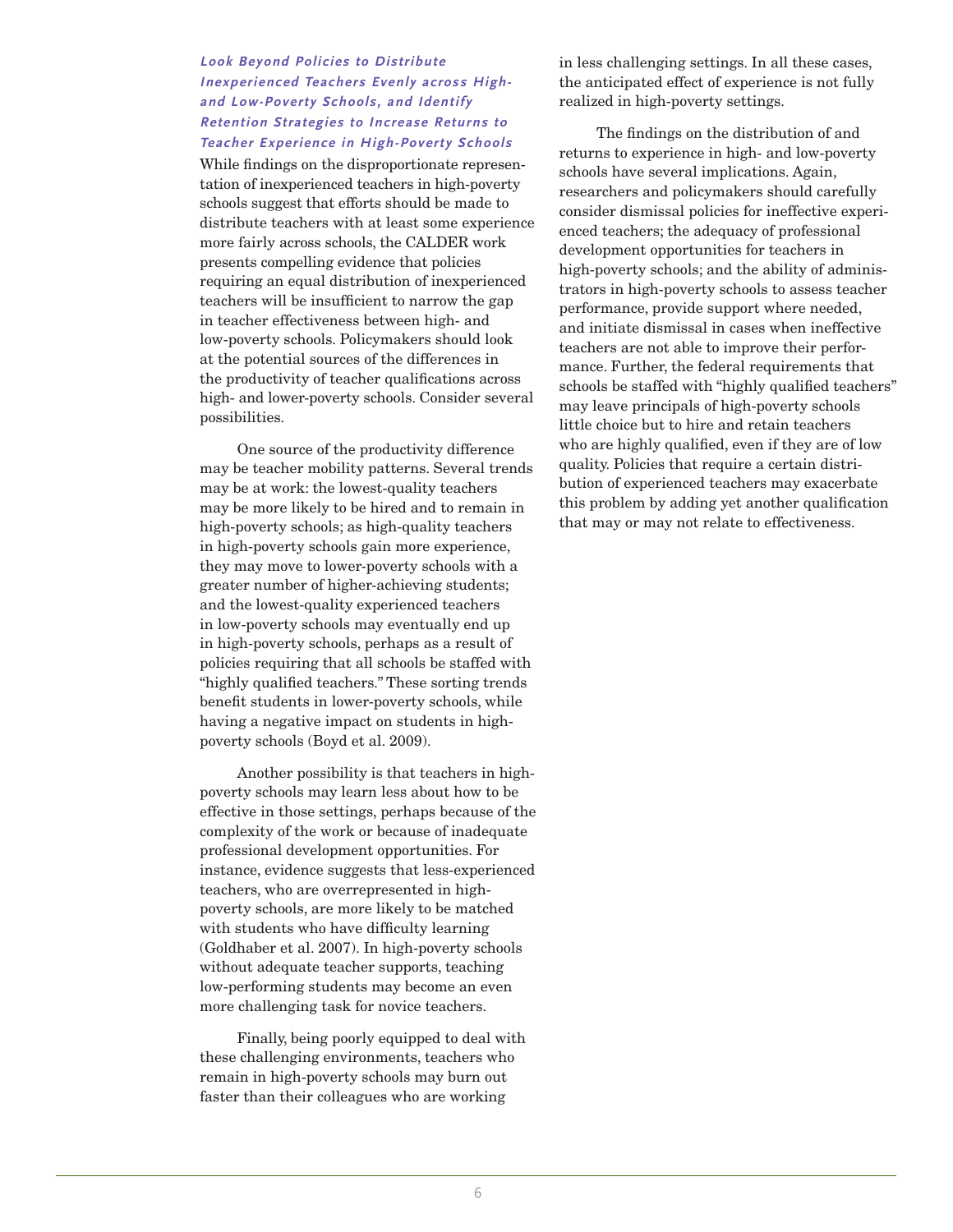### *Look Beyond Policies to Distribute Inexperienced Teachers Evenly across High- and Low-Poverty Schools, and Identify Retention Strategies to Increase Returns to Teacher Experience in High-Poverty Schools*

While findings on the disproportionate representation of inexperienced teachers in high-poverty schools suggest that efforts should be made to distribute teachers with at least some experience more fairly across schools, the CALDER work presents compelling evidence that policies requiring an equal distribution of inexperienced teachers will be insufficient to narrow the gap in teacher effectiveness between high- and low-poverty schools. Policymakers should look at the potential sources of the differences in the productivity of teacher qualifications across high- and lower-poverty schools. Consider several possibilities.

One source of the productivity difference may be teacher mobility patterns. Several trends may be at work: the lowest-quality teachers may be more likely to be hired and to remain in high-poverty schools; as high-quality teachers in high-poverty schools gain more experience, they may move to lower-poverty schools with a greater number of higher-achieving students; and the lowest-quality experienced teachers in low-poverty schools may eventually end up in high-poverty schools, perhaps as a result of policies requiring that all schools be staffed with "highly qualified teachers." These sorting trends benefit students in lower-poverty schools, while having a negative impact on students in high-poverty schools (Boyd et al. 2009).

Another possibility is that teachers in high-poverty schools may learn less about how to be effective in those settings, perhaps because of the complexity of the work or because of inadequate professional development opportunities. For instance, evidence suggests that less-experienced teachers, who are overrepresented in high-poverty schools, are more likely to be matched with students who have difficulty learning (Goldhaber et al. 2007). In high-poverty schools without adequate teacher supports, teaching low-performing students may become an even more challenging task for novice teachers.

Finally, being poorly equipped to deal with these challenging environments, teachers who remain in high-poverty schools may burn out faster than their colleagues who are working in less challenging settings. In all these cases, the anticipated effect of experience is not fully realized in high-poverty settings.

The findings on the distribution of and returns to experience in high- and low-poverty schools have several implications. Again, researchers and policymakers should carefully consider dismissal policies for ineffective experienced teachers; the adequacy of professional development opportunities for teachers in high-poverty schools; and the ability of administrators in high-poverty schools to assess teacher performance, provide support where needed, and initiate dismissal in cases when ineffective teachers are not able to improve their performance. Further, the federal requirements that schools be staffed with "highly qualified teachers" may leave principals of high-poverty schools little choice but to hire and retain teachers who are highly qualified, even if they are of low quality. Policies that require a certain distribution of experienced teachers may exacerbate this problem by adding yet another qualification that may or may not relate to effectiveness.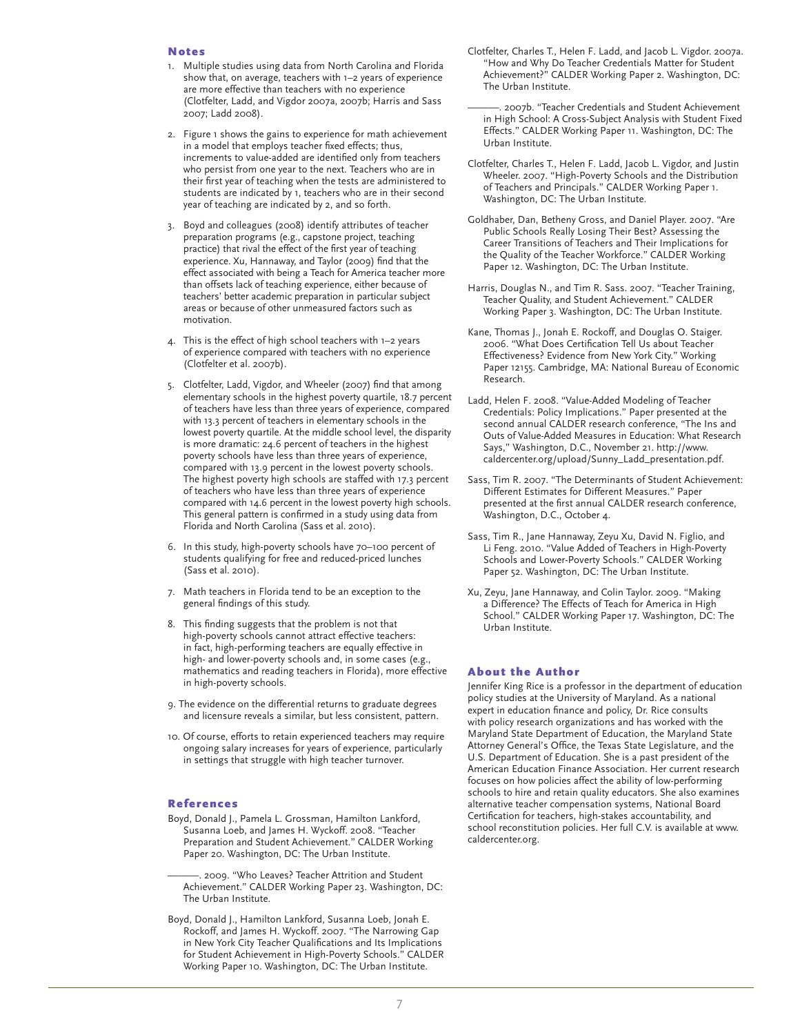## Notes

1. Multiple studies using data from North Carolina and Florida show that, on average, teachers with 1–2 years of experience are more effective than teachers with no experience (Clotfelter, Ladd, and Vigdor 2007a, 2007b; Harris and Sass 2007; Ladd 2008).

2. Figure 1 shows the gains to experience for math achievement in a model that employs teacher fixed effects; thus, increments to value-added are identified only from teachers who persist from one year to the next. Teachers who are in their first year of teaching when the tests are administered to students are indicated by 1, teachers who are in their second year of teaching are indicated by 2, and so forth.

3. Boyd and colleagues (2008) identify attributes of teacher preparation programs (e.g., capstone project, teaching practice) that rival the effect of the first year of teaching experience. Xu, Hannaway, and Taylor (2009) find that the effect associated with being a Teach for America teacher more than offsets lack of teaching experience, either because of teachers' better academic preparation in particular subject areas or because of other unmeasured factors such as motivation.

4. This is the effect of high school teachers with 1–2 years of experience compared with teachers with no experience (Clotfelter et al. 2007b).

5. Clotfelter, Ladd, Vigdor, and Wheeler (2007) find that among elementary schools in the highest poverty quartile, 18.7 percent of teachers have less than three years of experience, compared with 13.3 percent of teachers in elementary schools in the lowest poverty quartile. At the middle school level, the disparity is more dramatic: 24.6 percent of teachers in the highest poverty schools have less than three years of experience, compared with 13.9 percent in the lowest poverty schools. The highest poverty high schools are staffed with 17.3 percent of teachers who have less than three years of experience compared with 14.6 percent in the lowest poverty high schools. This general pattern is confirmed in a study using data from Florida and North Carolina (Sass et al. 2010).

6. In this study, high-poverty schools have 70–100 percent of students qualifying for free and reduced-priced lunches (Sass et al. 2010).

7. Math teachers in Florida tend to be an exception to the general findings of this study.

8. This finding suggests that the problem is not that high-poverty schools cannot attract effective teachers: in fact, high-performing teachers are equally effective in high- and lower-poverty schools and, in some cases (e.g., mathematics and reading teachers in Florida), more effective in high-poverty schools.

9. The evidence on the differential returns to graduate degrees and licensure reveals a similar, but less consistent, pattern.

10. Of course, efforts to retain experienced teachers may require ongoing salary increases for years of experience, particularly in settings that struggle with high teacher turnover.

## References

Boyd, Donald J., Pamela L. Grossman, Hamilton Lankford, Susanna Loeb, and James H. Wyckoff. 2008. "Teacher Preparation and Student Achievement." CALDER Working Paper 20. Washington, DC: The Urban Institute.

———. 2009. "Who Leaves? Teacher Attrition and Student Achievement." CALDER Working Paper 23. Washington, DC: The Urban Institute.

Boyd, Donald J., Hamilton Lankford, Susanna Loeb, Jonah E. Rockoff, and James H. Wyckoff. 2007. "The Narrowing Gap in New York City Teacher Qualifications and Its Implications for Student Achievement in High-Poverty Schools." CALDER Working Paper 10. Washington, DC: The Urban Institute.

Clotfelter, Charles T., Helen F. Ladd, and Jacob L. Vigdor. 2007a. "How and Why Do Teacher Credentials Matter for Student Achievement?" CALDER Working Paper 2. Washington, DC: The Urban Institute.

———. 2007b. "Teacher Credentials and Student Achievement in High School: A Cross-Subject Analysis with Student Fixed Effects." CALDER Working Paper 11. Washington, DC: The Urban Institute.

Clotfelter, Charles T., Helen F. Ladd, Jacob L. Vigdor, and Justin Wheeler. 2007. "High-Poverty Schools and the Distribution of Teachers and Principals." CALDER Working Paper 1. Washington, DC: The Urban Institute.

Goldhaber, Dan, Betheny Gross, and Daniel Player. 2007. "Are Public Schools Really Losing Their Best? Assessing the Career Transitions of Teachers and Their Implications for the Quality of the Teacher Workforce." CALDER Working Paper 12. Washington, DC: The Urban Institute.

Harris, Douglas N., and Tim R. Sass. 2007. "Teacher Training, Teacher Quality, and Student Achievement." CALDER Working Paper 3. Washington, DC: The Urban Institute.

Kane, Thomas J., Jonah E. Rockoff, and Douglas O. Staiger. 2006. "What Does Certification Tell Us about Teacher Effectiveness? Evidence from New York City." Working Paper 12155. Cambridge, MA: National Bureau of Economic Research.

Ladd, Helen F. 2008. "Value-Added Modeling of Teacher Credentials: Policy Implications." Paper presented at the second annual CALDER research conference, "The Ins and Outs of Value-Added Measures in Education: What Research Says," Washington, D.C., November 21. http://www.caldercenter.org/upload/Sunny_Ladd_presentation.pdf.

Sass, Tim R. 2007. "The Determinants of Student Achievement: Different Estimates for Different Measures." Paper presented at the first annual CALDER research conference, Washington, D.C., October 4.

Sass, Tim R., Jane Hannaway, Zeyu Xu, David N. Figlio, and Li Feng. 2010. "Value Added of Teachers in High-Poverty Schools and Lower-Poverty Schools." CALDER Working Paper 52. Washington, DC: The Urban Institute.

Xu, Zeyu, Jane Hannaway, and Colin Taylor. 2009. "Making a Difference? The Effects of Teach for America in High School." CALDER Working Paper 17. Washington, DC: The Urban Institute.

## About the Author

Jennifer King Rice is a professor in the department of education policy studies at the University of Maryland. As a national expert in education finance and policy, Dr. Rice consults with policy research organizations and has worked with the Maryland State Department of Education, the Maryland State Attorney General's Office, the Texas State Legislature, and the U.S. Department of Education. She is a past president of the American Education Finance Association. Her current research focuses on how policies affect the ability of low-performing schools to hire and retain quality educators. She also examines alternative teacher compensation systems, National Board Certification for teachers, high-stakes accountability, and school reconstitution policies. Her full C.V. is available at www.caldercenter.org.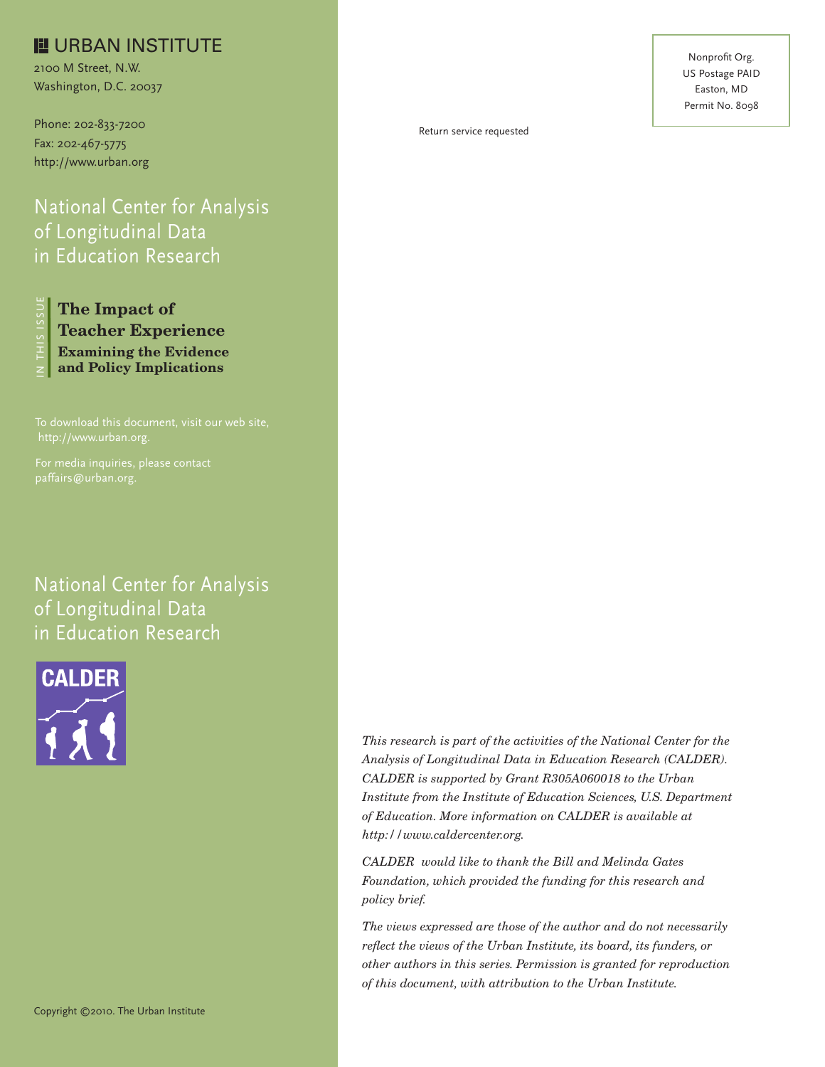URBAN INSTITUTE

2100 M Street, N.W.
Washington, D.C. 20037

Phone: 202-833-7200
Fax: 202-467-5775
http://www.urban.org

Nonprofit Org.
US Postage PAID
Easton, MD
Permit No. 8098

Return service requested

## National Center for Analysis of Longitudinal Data in Education Research

IN THIS ISSUE

**The Impact of Teacher Experience**
**Examining the Evidence and Policy Implications**

To download this document, visit our web site, http://www.urban.org.

For media inquiries, please contact paffairs@urban.org.

## National Center for Analysis of Longitudinal Data in Education Research

CALDER

*This research is part of the activities of the National Center for the Analysis of Longitudinal Data in Education Research (CALDER). CALDER is supported by Grant R305A060018 to the Urban Institute from the Institute of Education Sciences, U.S. Department of Education. More information on CALDER is available at http://www.caldercenter.org.*

*CALDER would like to thank the Bill and Melinda Gates Foundation, which provided the funding for this research and policy brief.*

*The views expressed are those of the author and do not necessarily reflect the views of the Urban Institute, its board, its funders, or other authors in this series. Permission is granted for reproduction of this document, with attribution to the Urban Institute.*

Copyright ©2010. The Urban Institute